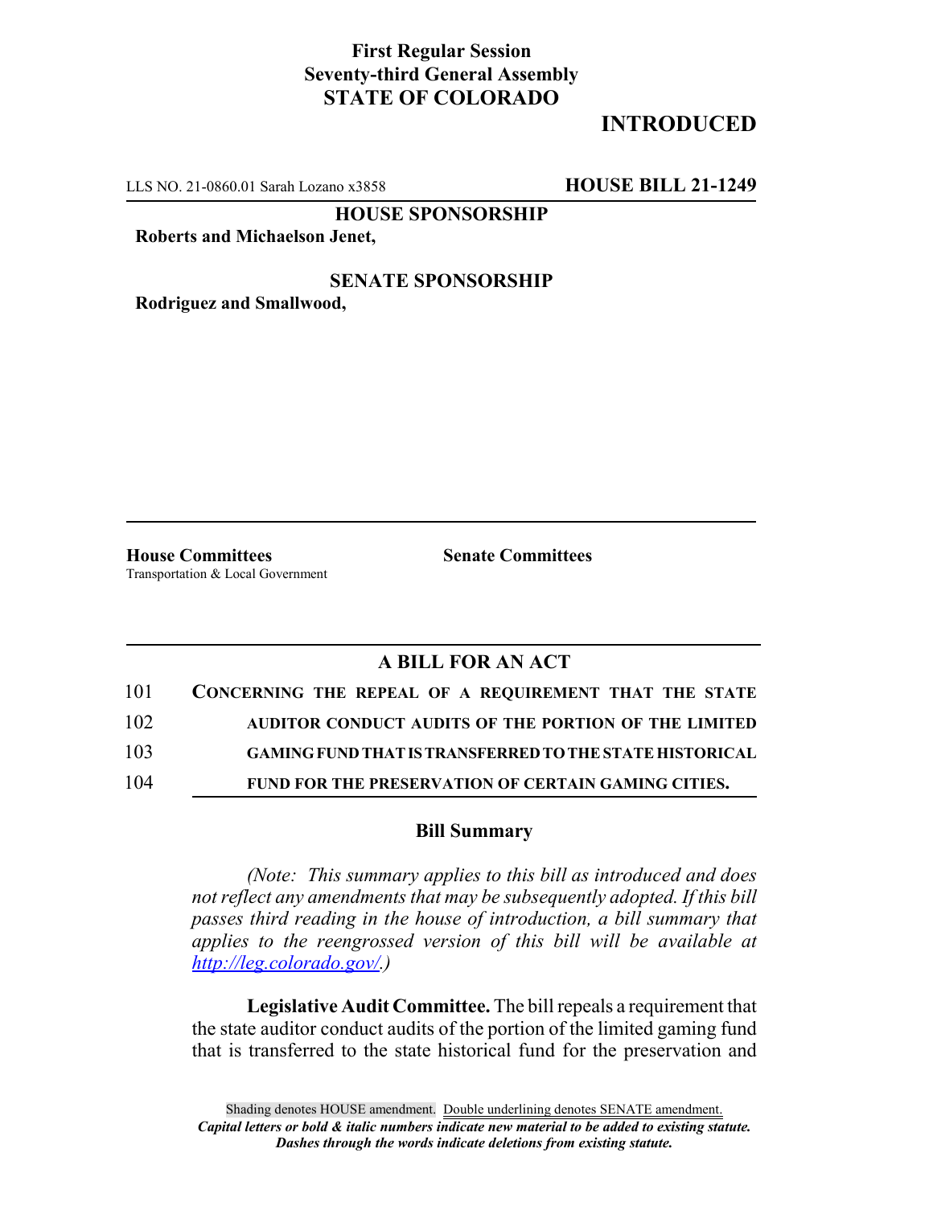**First Regular Session**
**Seventy-third General Assembly**
**STATE OF COLORADO**

# INTRODUCED

LLS NO. 21-0860.01 Sarah Lozano x3858 **HOUSE BILL 21-1249**

**HOUSE SPONSORSHIP**

**Roberts and Michaelson Jenet,**

**SENATE SPONSORSHIP**

**Rodriguez and Smallwood,**

---

**House Committees**
Transportation & Local Government

**Senate Committees**

---

## A BILL FOR AN ACT

101 **CONCERNING THE REPEAL OF A REQUIREMENT THAT THE STATE**
102 **AUDITOR CONDUCT AUDITS OF THE PORTION OF THE LIMITED**
103 **GAMING FUND THAT IS TRANSFERRED TO THE STATE HISTORICAL**
104 **FUND FOR THE PRESERVATION OF CERTAIN GAMING CITIES.**

### Bill Summary

*(Note: This summary applies to this bill as introduced and does not reflect any amendments that may be subsequently adopted. If this bill passes third reading in the house of introduction, a bill summary that applies to the reengrossed version of this bill will be available at http://leg.colorado.gov/.)*

**Legislative Audit Committee.** The bill repeals a requirement that the state auditor conduct audits of the portion of the limited gaming fund that is transferred to the state historical fund for the preservation and

Shading denotes HOUSE amendment. Double underlining denotes SENATE amendment.
*Capital letters or bold & italic numbers indicate new material to be added to existing statute.*
*Dashes through the words indicate deletions from existing statute.*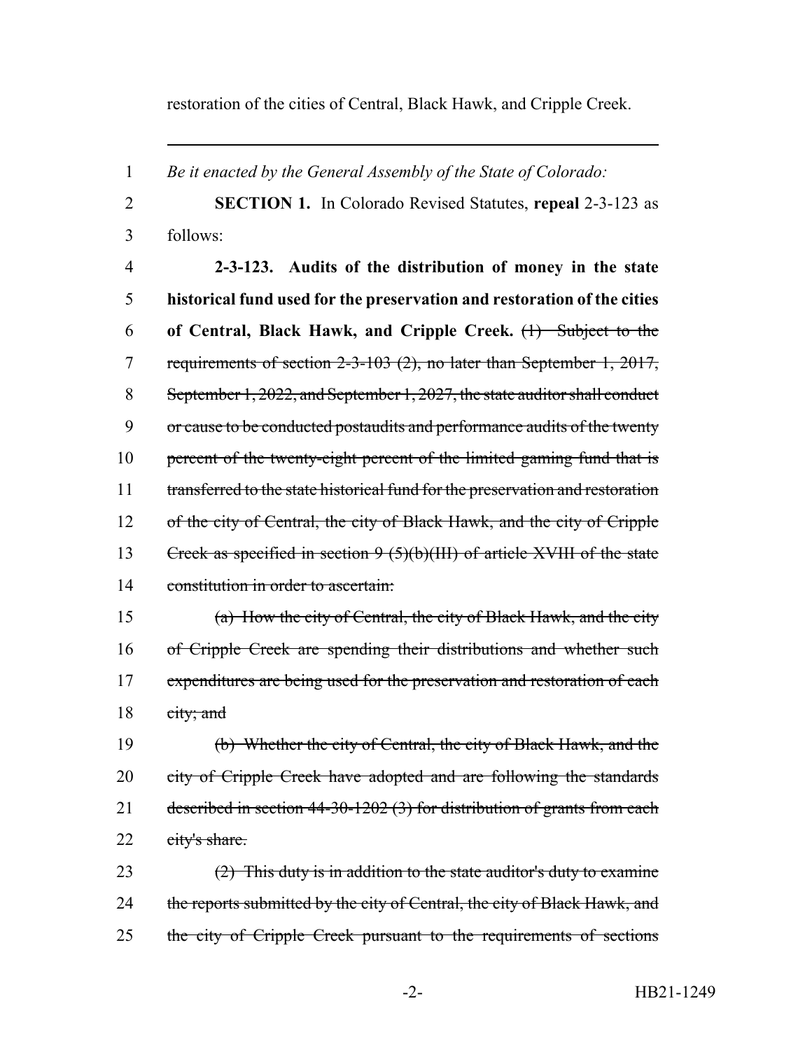restoration of the cities of Central, Black Hawk, and Cripple Creek.

---

*Be it enacted by the General Assembly of the State of Colorado:*

**SECTION 1.** In Colorado Revised Statutes, **repeal** 2-3-123 as follows:

**2-3-123. Audits of the distribution of money in the state historical fund used for the preservation and restoration of the cities of Central, Black Hawk, and Cripple Creek.** ~~(1) Subject to the requirements of section 2-3-103 (2), no later than September 1, 2017, September 1, 2022, and September 1, 2027, the state auditor shall conduct or cause to be conducted postaudits and performance audits of the twenty percent of the twenty-eight percent of the limited gaming fund that is transferred to the state historical fund for the preservation and restoration of the city of Central, the city of Black Hawk, and the city of Cripple Creek as specified in section 9 (5)(b)(III) of article XVIII of the state constitution in order to ascertain:~~

~~(a) How the city of Central, the city of Black Hawk, and the city of Cripple Creek are spending their distributions and whether such expenditures are being used for the preservation and restoration of each city; and~~

~~(b) Whether the city of Central, the city of Black Hawk, and the city of Cripple Creek have adopted and are following the standards described in section 44-30-1202 (3) for distribution of grants from each city's share.~~

~~(2) This duty is in addition to the state auditor's duty to examine the reports submitted by the city of Central, the city of Black Hawk, and the city of Cripple Creek pursuant to the requirements of sections~~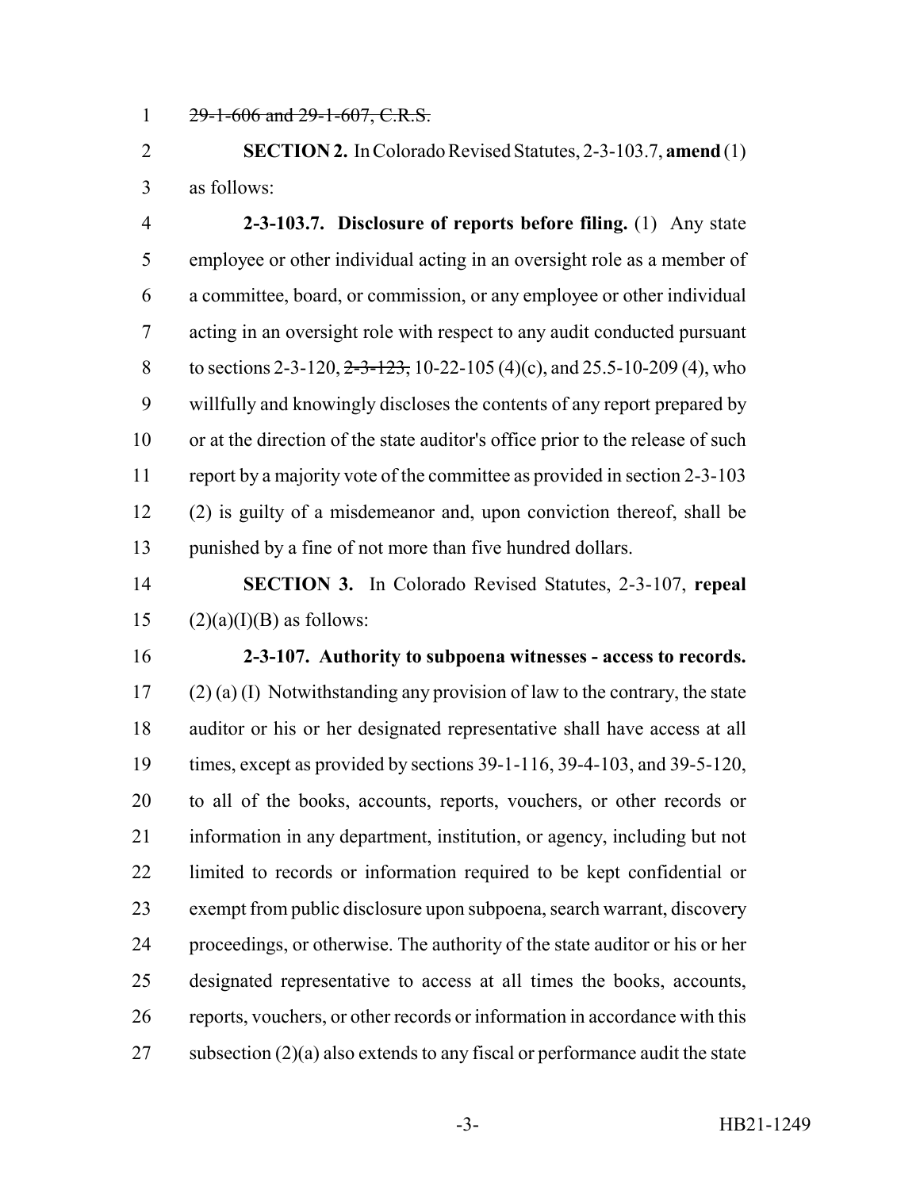1 ~~29-1-606 and 29-1-607, C.R.S.~~

2 **SECTION 2.** In Colorado Revised Statutes, 2-3-103.7, **amend** (1)
3 as follows:

4 **2-3-103.7. Disclosure of reports before filing.** (1) Any state
5 employee or other individual acting in an oversight role as a member of
6 a committee, board, or commission, or any employee or other individual
7 acting in an oversight role with respect to any audit conducted pursuant
8 to sections 2-3-120, ~~2-3-123,~~ 10-22-105 (4)(c), and 25.5-10-209 (4), who
9 willfully and knowingly discloses the contents of any report prepared by
10 or at the direction of the state auditor's office prior to the release of such
11 report by a majority vote of the committee as provided in section 2-3-103
12 (2) is guilty of a misdemeanor and, upon conviction thereof, shall be
13 punished by a fine of not more than five hundred dollars.

14 **SECTION 3.** In Colorado Revised Statutes, 2-3-107, **repeal**
15 (2)(a)(I)(B) as follows:

16 **2-3-107. Authority to subpoena witnesses - access to records.**
17 (2) (a) (I) Notwithstanding any provision of law to the contrary, the state
18 auditor or his or her designated representative shall have access at all
19 times, except as provided by sections 39-1-116, 39-4-103, and 39-5-120,
20 to all of the books, accounts, reports, vouchers, or other records or
21 information in any department, institution, or agency, including but not
22 limited to records or information required to be kept confidential or
23 exempt from public disclosure upon subpoena, search warrant, discovery
24 proceedings, or otherwise. The authority of the state auditor or his or her
25 designated representative to access at all times the books, accounts,
26 reports, vouchers, or other records or information in accordance with this
27 subsection (2)(a) also extends to any fiscal or performance audit the state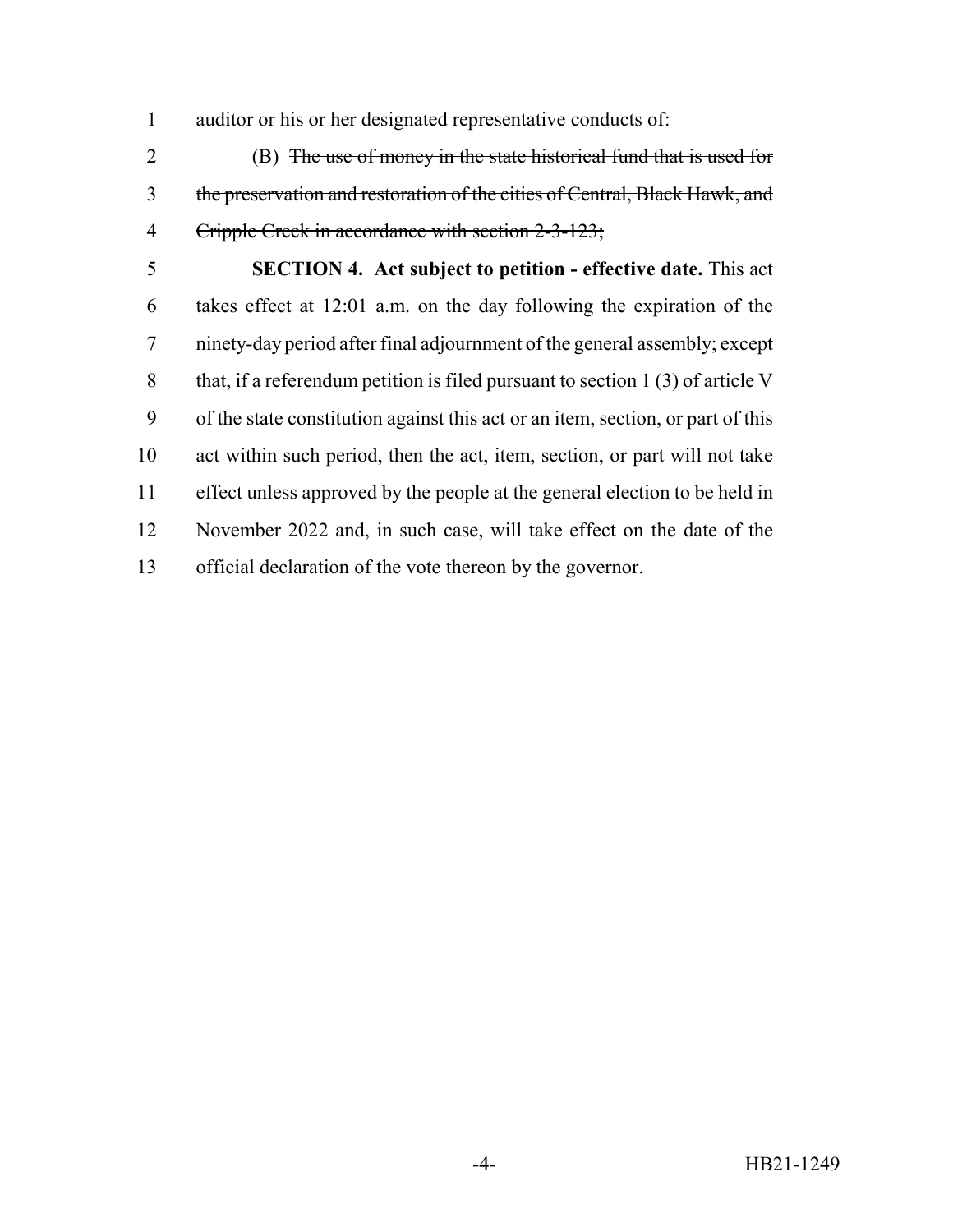auditor or his or her designated representative conducts of:

(B) ~~The use of money in the state historical fund that is used for the preservation and restoration of the cities of Central, Black Hawk, and Cripple Creek in accordance with section 2-3-123;~~

**SECTION 4. Act subject to petition - effective date.** This act takes effect at 12:01 a.m. on the day following the expiration of the ninety-day period after final adjournment of the general assembly; except that, if a referendum petition is filed pursuant to section 1 (3) of article V of the state constitution against this act or an item, section, or part of this act within such period, then the act, item, section, or part will not take effect unless approved by the people at the general election to be held in November 2022 and, in such case, will take effect on the date of the official declaration of the vote thereon by the governor.